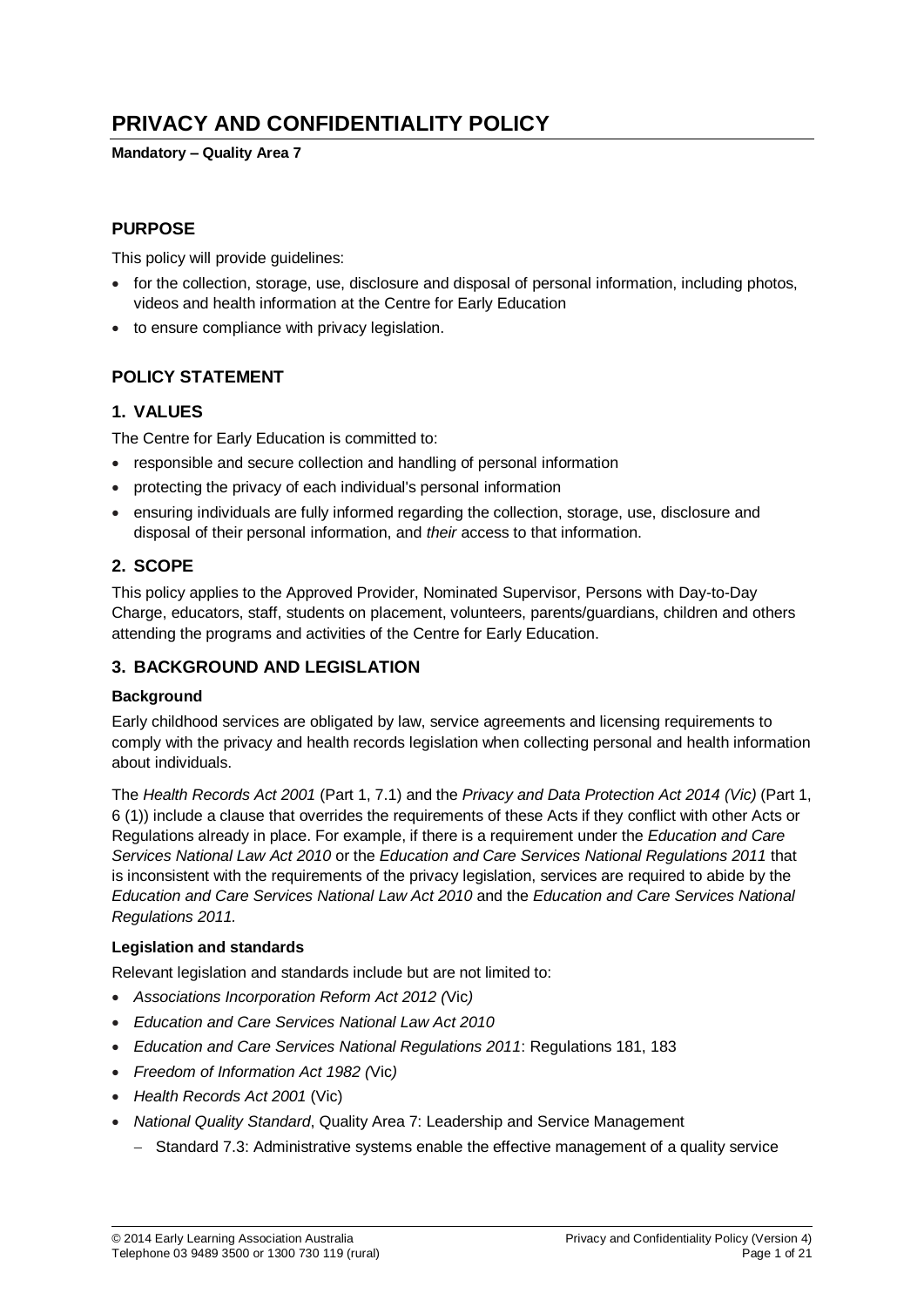# PRIVACY AND CONFIDENTIALITY POLICY

**Mandatory – Quality Area 7**

## PURPOSE

This policy will provide guidelines:

- for the collection, storage, use, disclosure and disposal of personal information, including photos, videos and health information at the Centre for Early Education
- to ensure compliance with privacy legislation.

## POLICY STATEMENT

### 1. VALUES

The Centre for Early Education is committed to:

- responsible and secure collection and handling of personal information
- protecting the privacy of each individual's personal information
- ensuring individuals are fully informed regarding the collection, storage, use, disclosure and disposal of their personal information, and *their* access to that information.

### 2. SCOPE

This policy applies to the Approved Provider, Nominated Supervisor, Persons with Day-to-Day Charge, educators, staff, students on placement, volunteers, parents/guardians, children and others attending the programs and activities of the Centre for Early Education.

### 3. BACKGROUND AND LEGISLATION

**Background**

Early childhood services are obligated by law, service agreements and licensing requirements to comply with the privacy and health records legislation when collecting personal and health information about individuals.

The *Health Records Act 2001* (Part 1, 7.1) and the *Privacy and Data Protection Act 2014 (Vic)* (Part 1, 6 (1)) include a clause that overrides the requirements of these Acts if they conflict with other Acts or Regulations already in place. For example, if there is a requirement under the *Education and Care Services National Law Act 2010* or the *Education and Care Services National Regulations 2011* that is inconsistent with the requirements of the privacy legislation, services are required to abide by the *Education and Care Services National Law Act 2010* and the *Education and Care Services National Regulations 2011.*

**Legislation and standards**

Relevant legislation and standards include but are not limited to:

- *Associations Incorporation Reform Act 2012 (*Vic*)*
- *Education and Care Services National Law Act 2010*
- *Education and Care Services National Regulations 2011*: Regulations 181, 183
- *Freedom of Information Act 1982 (*Vic*)*
- *Health Records Act 2001* (Vic)
- *National Quality Standard*, Quality Area 7: Leadership and Service Management
  - Standard 7.3: Administrative systems enable the effective management of a quality service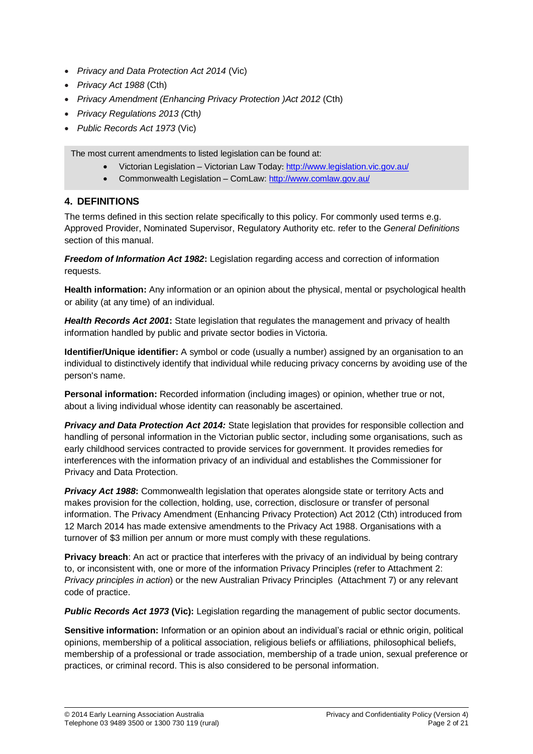- *Privacy and Data Protection Act 2014* (Vic)
- *Privacy Act 1988* (Cth)
- *Privacy Amendment (Enhancing Privacy Protection )Act 2012* (Cth)
- *Privacy Regulations 2013 (*Cth*)*
- *Public Records Act 1973* (Vic)

The most current amendments to listed legislation can be found at:

- Victorian Legislation – Victorian Law Today: http://www.legislation.vic.gov.au/
- Commonwealth Legislation – ComLaw: http://www.comlaw.gov.au/

## 4. DEFINITIONS

The terms defined in this section relate specifically to this policy. For commonly used terms e.g. Approved Provider, Nominated Supervisor, Regulatory Authority etc. refer to the *General Definitions* section of this manual.

***Freedom of Information Act 1982*:** Legislation regarding access and correction of information requests.

**Health information:** Any information or an opinion about the physical, mental or psychological health or ability (at any time) of an individual.

***Health Records Act 2001*:** State legislation that regulates the management and privacy of health information handled by public and private sector bodies in Victoria.

**Identifier/Unique identifier:** A symbol or code (usually a number) assigned by an organisation to an individual to distinctively identify that individual while reducing privacy concerns by avoiding use of the person's name.

**Personal information:** Recorded information (including images) or opinion, whether true or not, about a living individual whose identity can reasonably be ascertained.

***Privacy and Data Protection Act 2014:*** State legislation that provides for responsible collection and handling of personal information in the Victorian public sector, including some organisations, such as early childhood services contracted to provide services for government. It provides remedies for interferences with the information privacy of an individual and establishes the Commissioner for Privacy and Data Protection.

***Privacy Act 1988*:** Commonwealth legislation that operates alongside state or territory Acts and makes provision for the collection, holding, use, correction, disclosure or transfer of personal information. The Privacy Amendment (Enhancing Privacy Protection) Act 2012 (Cth) introduced from 12 March 2014 has made extensive amendments to the Privacy Act 1988. Organisations with a turnover of $3 million per annum or more must comply with these regulations.

**Privacy breach**: An act or practice that interferes with the privacy of an individual by being contrary to, or inconsistent with, one or more of the information Privacy Principles (refer to Attachment 2: *Privacy principles in action*) or the new Australian Privacy Principles (Attachment 7) or any relevant code of practice.

***Public Records Act 1973* (Vic):** Legislation regarding the management of public sector documents.

**Sensitive information:** Information or an opinion about an individual's racial or ethnic origin, political opinions, membership of a political association, religious beliefs or affiliations, philosophical beliefs, membership of a professional or trade association, membership of a trade union, sexual preference or practices, or criminal record. This is also considered to be personal information.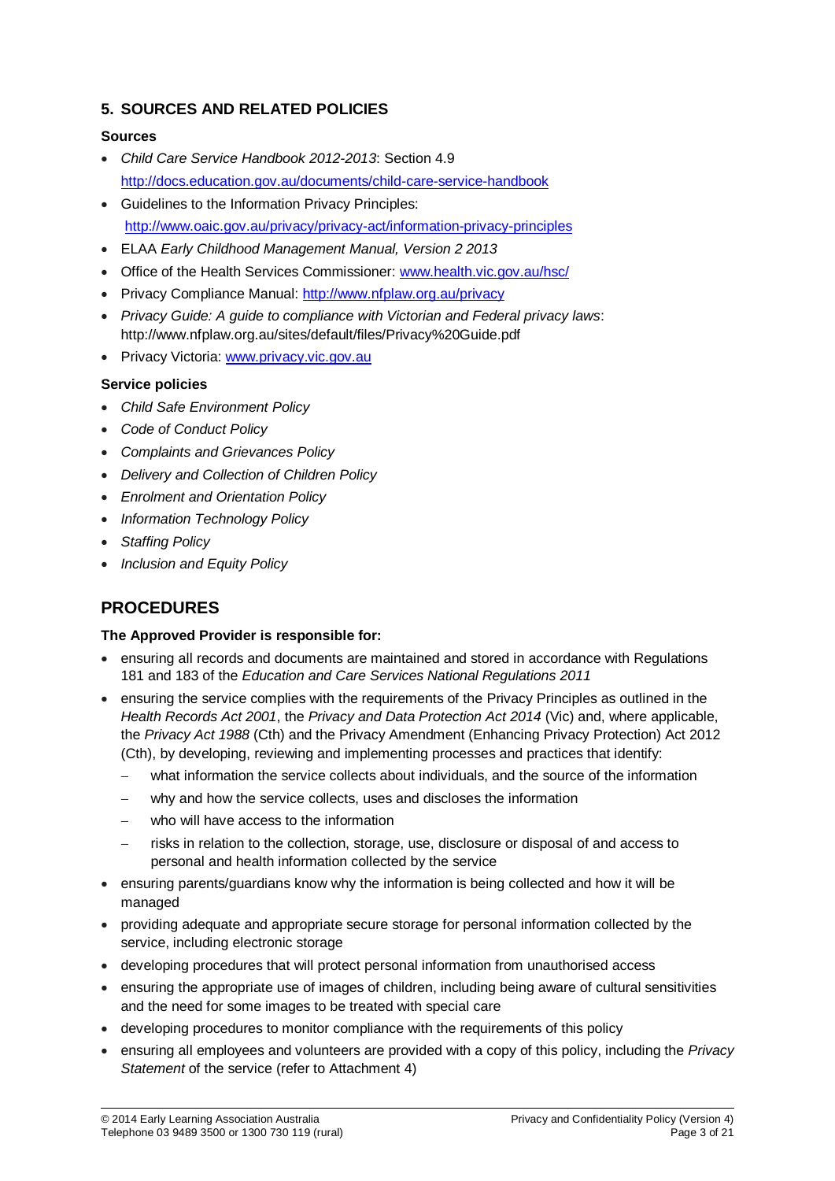## 5. SOURCES AND RELATED POLICIES

### Sources

- *Child Care Service Handbook 2012-2013*: Section 4.9 http://docs.education.gov.au/documents/child-care-service-handbook
- Guidelines to the Information Privacy Principles: http://www.oaic.gov.au/privacy/privacy-act/information-privacy-principles
- ELAA *Early Childhood Management Manual, Version 2 2013*
- Office of the Health Services Commissioner: www.health.vic.gov.au/hsc/
- Privacy Compliance Manual: http://www.nfplaw.org.au/privacy
- *Privacy Guide: A guide to compliance with Victorian and Federal privacy laws*: http://www.nfplaw.org.au/sites/default/files/Privacy%20Guide.pdf
- Privacy Victoria: www.privacy.vic.gov.au

### Service policies

- *Child Safe Environment Policy*
- *Code of Conduct Policy*
- *Complaints and Grievances Policy*
- *Delivery and Collection of Children Policy*
- *Enrolment and Orientation Policy*
- *Information Technology Policy*
- *Staffing Policy*
- *Inclusion and Equity Policy*

## PROCEDURES

### The Approved Provider is responsible for:

- ensuring all records and documents are maintained and stored in accordance with Regulations 181 and 183 of the *Education and Care Services National Regulations 2011*
- ensuring the service complies with the requirements of the Privacy Principles as outlined in the *Health Records Act 2001*, the *Privacy and Data Protection Act 2014* (Vic) and, where applicable, the *Privacy Act 1988* (Cth) and the Privacy Amendment (Enhancing Privacy Protection) Act 2012 (Cth), by developing, reviewing and implementing processes and practices that identify:
  - what information the service collects about individuals, and the source of the information
  - why and how the service collects, uses and discloses the information
  - who will have access to the information
  - risks in relation to the collection, storage, use, disclosure or disposal of and access to personal and health information collected by the service
- ensuring parents/guardians know why the information is being collected and how it will be managed
- providing adequate and appropriate secure storage for personal information collected by the service, including electronic storage
- developing procedures that will protect personal information from unauthorised access
- ensuring the appropriate use of images of children, including being aware of cultural sensitivities and the need for some images to be treated with special care
- developing procedures to monitor compliance with the requirements of this policy
- ensuring all employees and volunteers are provided with a copy of this policy, including the *Privacy Statement* of the service (refer to Attachment 4)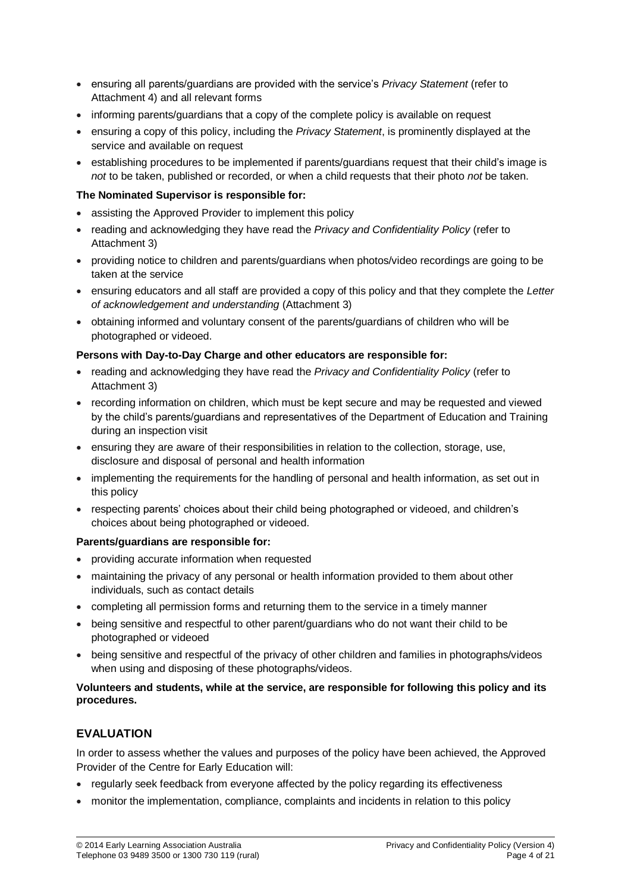- ensuring all parents/guardians are provided with the service's *Privacy Statement* (refer to Attachment 4) and all relevant forms
- informing parents/guardians that a copy of the complete policy is available on request
- ensuring a copy of this policy, including the *Privacy Statement*, is prominently displayed at the service and available on request
- establishing procedures to be implemented if parents/guardians request that their child's image is *not* to be taken, published or recorded, or when a child requests that their photo *not* be taken.

**The Nominated Supervisor is responsible for:**

- assisting the Approved Provider to implement this policy
- reading and acknowledging they have read the *Privacy and Confidentiality Policy* (refer to Attachment 3)
- providing notice to children and parents/guardians when photos/video recordings are going to be taken at the service
- ensuring educators and all staff are provided a copy of this policy and that they complete the *Letter of acknowledgement and understanding* (Attachment 3)
- obtaining informed and voluntary consent of the parents/guardians of children who will be photographed or videoed.

**Persons with Day-to-Day Charge and other educators are responsible for:**

- reading and acknowledging they have read the *Privacy and Confidentiality Policy* (refer to Attachment 3)
- recording information on children, which must be kept secure and may be requested and viewed by the child's parents/guardians and representatives of the Department of Education and Training during an inspection visit
- ensuring they are aware of their responsibilities in relation to the collection, storage, use, disclosure and disposal of personal and health information
- implementing the requirements for the handling of personal and health information, as set out in this policy
- respecting parents' choices about their child being photographed or videoed, and children's choices about being photographed or videoed.

**Parents/guardians are responsible for:**

- providing accurate information when requested
- maintaining the privacy of any personal or health information provided to them about other individuals, such as contact details
- completing all permission forms and returning them to the service in a timely manner
- being sensitive and respectful to other parent/guardians who do not want their child to be photographed or videoed
- being sensitive and respectful of the privacy of other children and families in photographs/videos when using and disposing of these photographs/videos.

**Volunteers and students, while at the service, are responsible for following this policy and its procedures.**

## EVALUATION

In order to assess whether the values and purposes of the policy have been achieved, the Approved Provider of the Centre for Early Education will:

- regularly seek feedback from everyone affected by the policy regarding its effectiveness
- monitor the implementation, compliance, complaints and incidents in relation to this policy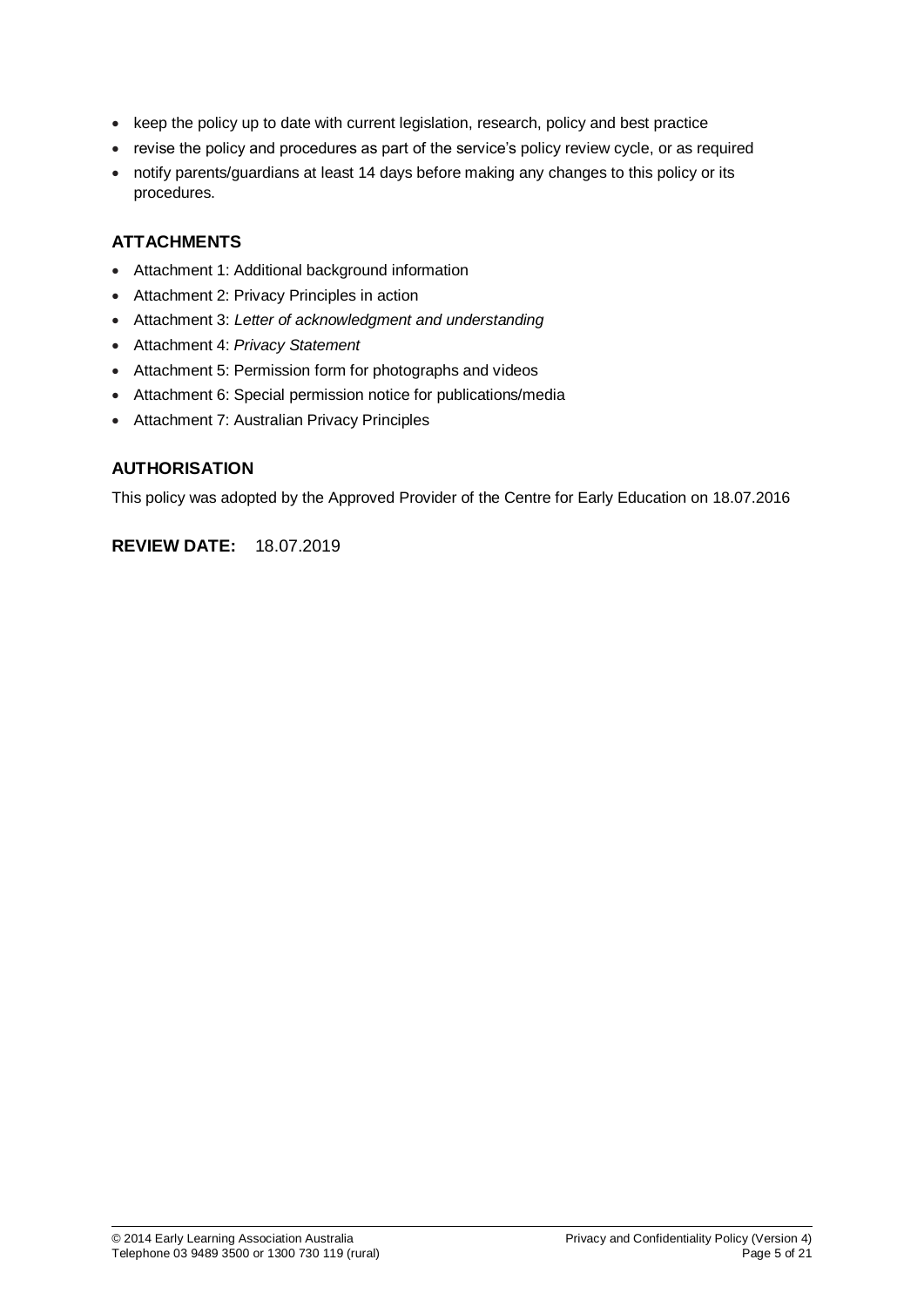- keep the policy up to date with current legislation, research, policy and best practice
- revise the policy and procedures as part of the service's policy review cycle, or as required
- notify parents/guardians at least 14 days before making any changes to this policy or its procedures.

## ATTACHMENTS

- Attachment 1: Additional background information
- Attachment 2: Privacy Principles in action
- Attachment 3: *Letter of acknowledgment and understanding*
- Attachment 4: *Privacy Statement*
- Attachment 5: Permission form for photographs and videos
- Attachment 6: Special permission notice for publications/media
- Attachment 7: Australian Privacy Principles

## AUTHORISATION

This policy was adopted by the Approved Provider of the Centre for Early Education on 18.07.2016

**REVIEW DATE:** 18.07.2019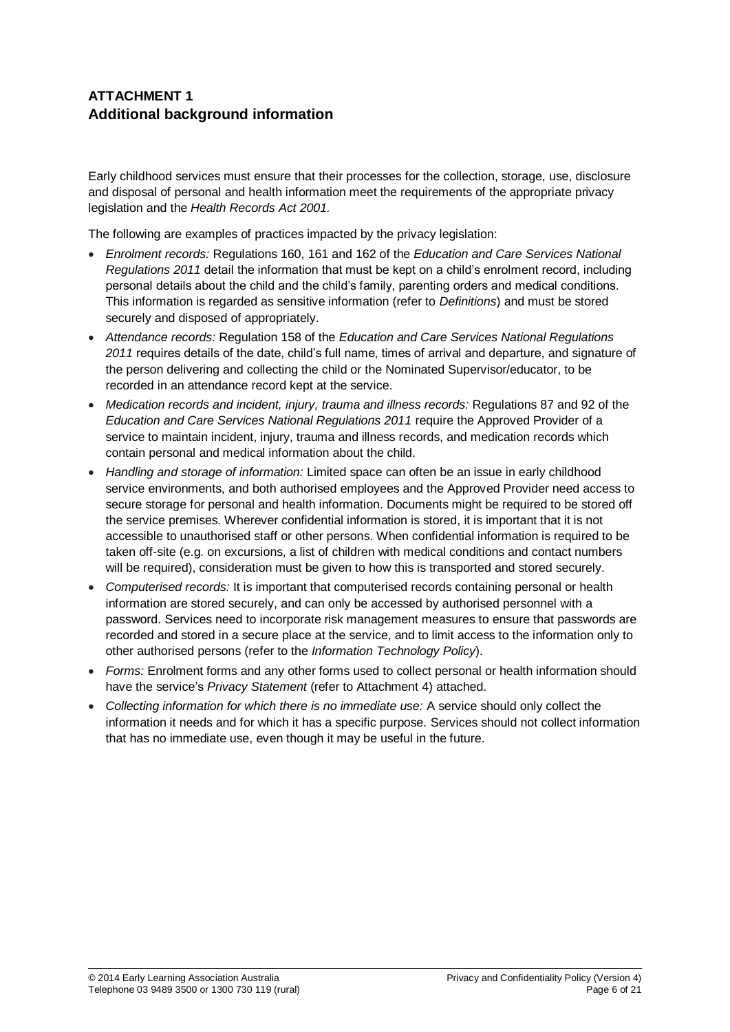## ATTACHMENT 1
## Additional background information

Early childhood services must ensure that their processes for the collection, storage, use, disclosure and disposal of personal and health information meet the requirements of the appropriate privacy legislation and the *Health Records Act 2001.*

The following are examples of practices impacted by the privacy legislation:

- *Enrolment records:* Regulations 160, 161 and 162 of the *Education and Care Services National Regulations 2011* detail the information that must be kept on a child's enrolment record, including personal details about the child and the child's family, parenting orders and medical conditions. This information is regarded as sensitive information (refer to *Definitions*) and must be stored securely and disposed of appropriately.
- *Attendance records:* Regulation 158 of the *Education and Care Services National Regulations 2011* requires details of the date, child's full name, times of arrival and departure, and signature of the person delivering and collecting the child or the Nominated Supervisor/educator, to be recorded in an attendance record kept at the service.
- *Medication records and incident, injury, trauma and illness records:* Regulations 87 and 92 of the *Education and Care Services National Regulations 2011* require the Approved Provider of a service to maintain incident, injury, trauma and illness records, and medication records which contain personal and medical information about the child.
- *Handling and storage of information:* Limited space can often be an issue in early childhood service environments, and both authorised employees and the Approved Provider need access to secure storage for personal and health information. Documents might be required to be stored off the service premises. Wherever confidential information is stored, it is important that it is not accessible to unauthorised staff or other persons. When confidential information is required to be taken off-site (e.g. on excursions, a list of children with medical conditions and contact numbers will be required), consideration must be given to how this is transported and stored securely.
- *Computerised records:* It is important that computerised records containing personal or health information are stored securely, and can only be accessed by authorised personnel with a password. Services need to incorporate risk management measures to ensure that passwords are recorded and stored in a secure place at the service, and to limit access to the information only to other authorised persons (refer to the *Information Technology Policy*).
- *Forms:* Enrolment forms and any other forms used to collect personal or health information should have the service's *Privacy Statement* (refer to Attachment 4) attached.
- *Collecting information for which there is no immediate use:* A service should only collect the information it needs and for which it has a specific purpose. Services should not collect information that has no immediate use, even though it may be useful in the future.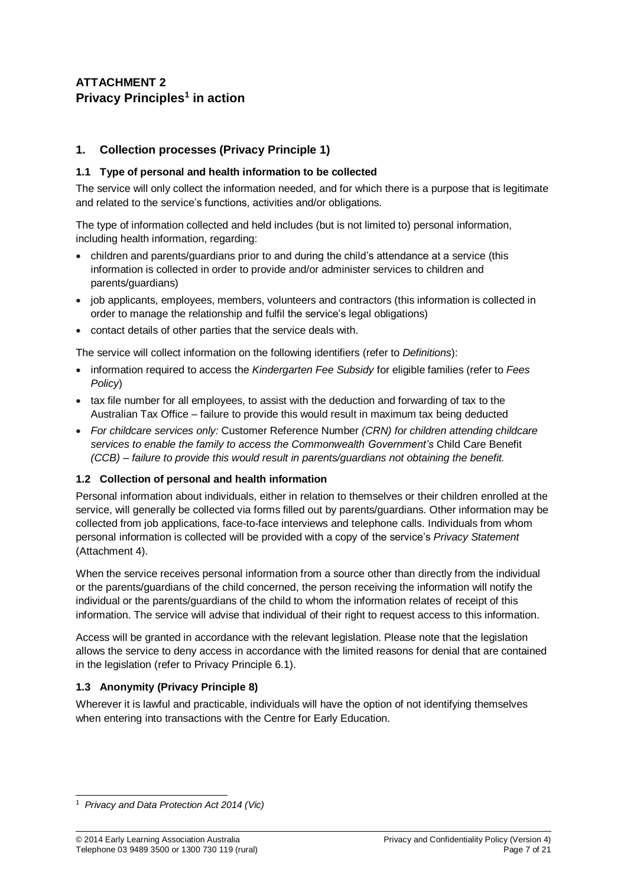**ATTACHMENT 2**
**Privacy Principles[1] in action**

## 1. Collection processes (Privacy Principle 1)

### 1.1 Type of personal and health information to be collected

The service will only collect the information needed, and for which there is a purpose that is legitimate and related to the service's functions, activities and/or obligations.

The type of information collected and held includes (but is not limited to) personal information, including health information, regarding:

- children and parents/guardians prior to and during the child's attendance at a service (this information is collected in order to provide and/or administer services to children and parents/guardians)
- job applicants, employees, members, volunteers and contractors (this information is collected in order to manage the relationship and fulfil the service's legal obligations)
- contact details of other parties that the service deals with.

The service will collect information on the following identifiers (refer to *Definitions*):

- information required to access the *Kindergarten Fee Subsidy* for eligible families (refer to *Fees Policy*)
- tax file number for all employees, to assist with the deduction and forwarding of tax to the Australian Tax Office – failure to provide this would result in maximum tax being deducted
- *For childcare services only:* Customer Reference Number *(CRN) for children attending childcare services to enable the family to access the Commonwealth Government's* Child Care Benefit *(CCB) – failure to provide this would result in parents/guardians not obtaining the benefit.*

### 1.2 Collection of personal and health information

Personal information about individuals, either in relation to themselves or their children enrolled at the service, will generally be collected via forms filled out by parents/guardians. Other information may be collected from job applications, face-to-face interviews and telephone calls. Individuals from whom personal information is collected will be provided with a copy of the service's *Privacy Statement* (Attachment 4).

When the service receives personal information from a source other than directly from the individual or the parents/guardians of the child concerned, the person receiving the information will notify the individual or the parents/guardians of the child to whom the information relates of receipt of this information. The service will advise that individual of their right to request access to this information.

Access will be granted in accordance with the relevant legislation. Please note that the legislation allows the service to deny access in accordance with the limited reasons for denial that are contained in the legislation (refer to Privacy Principle 6.1).

### 1.3 Anonymity (Privacy Principle 8)

Wherever it is lawful and practicable, individuals will have the option of not identifying themselves when entering into transactions with the Centre for Early Education.

---

[1] *Privacy and Data Protection Act 2014 (Vic)*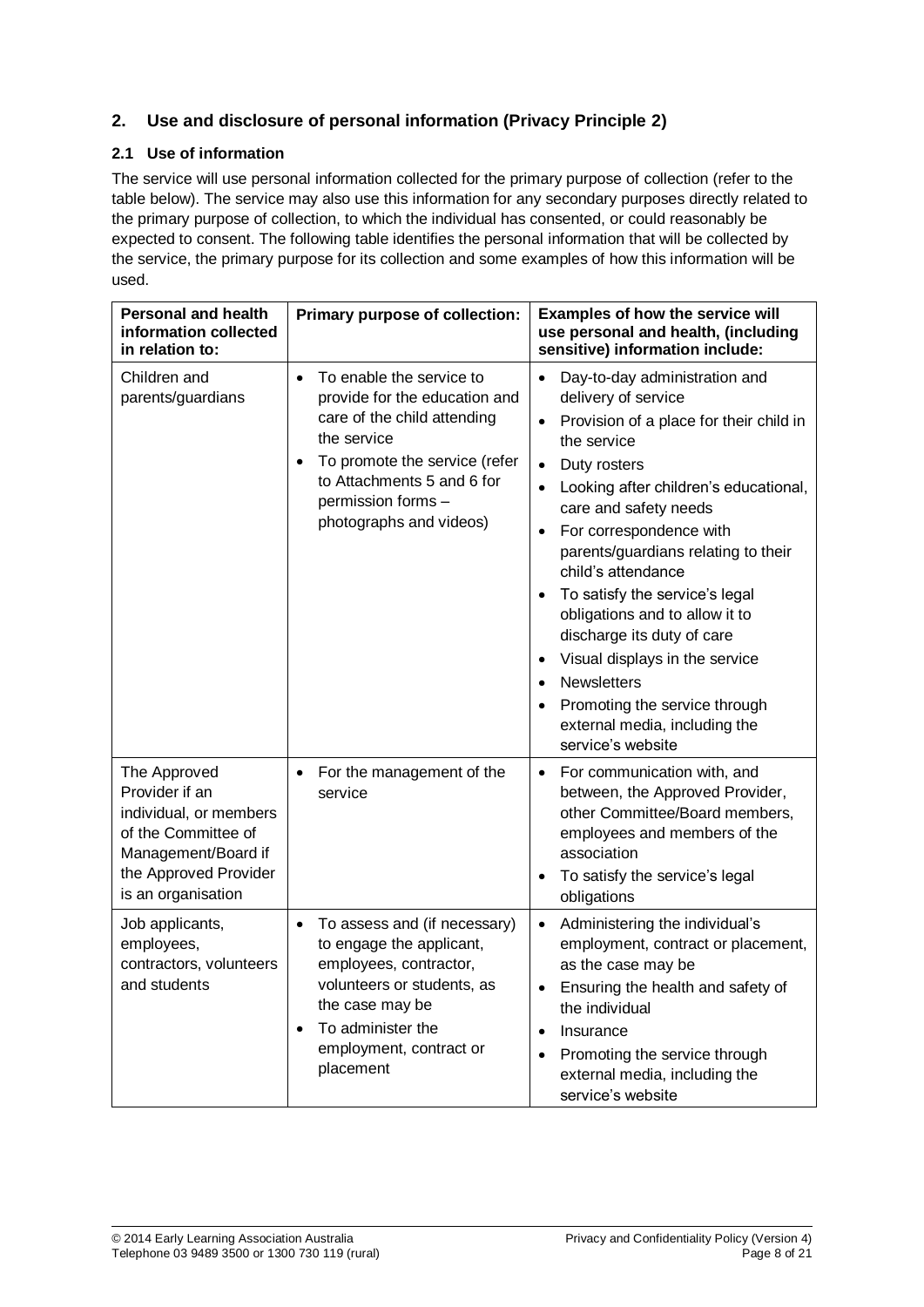## 2. Use and disclosure of personal information (Privacy Principle 2)

### 2.1 Use of information

The service will use personal information collected for the primary purpose of collection (refer to the table below). The service may also use this information for any secondary purposes directly related to the primary purpose of collection, to which the individual has consented, or could reasonably be expected to consent. The following table identifies the personal information that will be collected by the service, the primary purpose for its collection and some examples of how this information will be used.

| Personal and health information collected in relation to: | Primary purpose of collection: | Examples of how the service will use personal and health, (including sensitive) information include: |
|---|---|---|
| Children and parents/guardians | • To enable the service to provide for the education and care of the child attending the service<br>• To promote the service (refer to Attachments 5 and 6 for permission forms – photographs and videos) | • Day-to-day administration and delivery of service<br>• Provision of a place for their child in the service<br>• Duty rosters<br>• Looking after children's educational, care and safety needs<br>• For correspondence with parents/guardians relating to their child's attendance<br>• To satisfy the service's legal obligations and to allow it to discharge its duty of care<br>• Visual displays in the service<br>• Newsletters<br>• Promoting the service through external media, including the service's website |
| The Approved Provider if an individual, or members of the Committee of Management/Board if the Approved Provider is an organisation | • For the management of the service | • For communication with, and between, the Approved Provider, other Committee/Board members, employees and members of the association<br>• To satisfy the service's legal obligations |
| Job applicants, employees, contractors, volunteers and students | • To assess and (if necessary) to engage the applicant, employees, contractor, volunteers or students, as the case may be<br>• To administer the employment, contract or placement | • Administering the individual's employment, contract or placement, as the case may be<br>• Ensuring the health and safety of the individual<br>• Insurance<br>• Promoting the service through external media, including the service's website |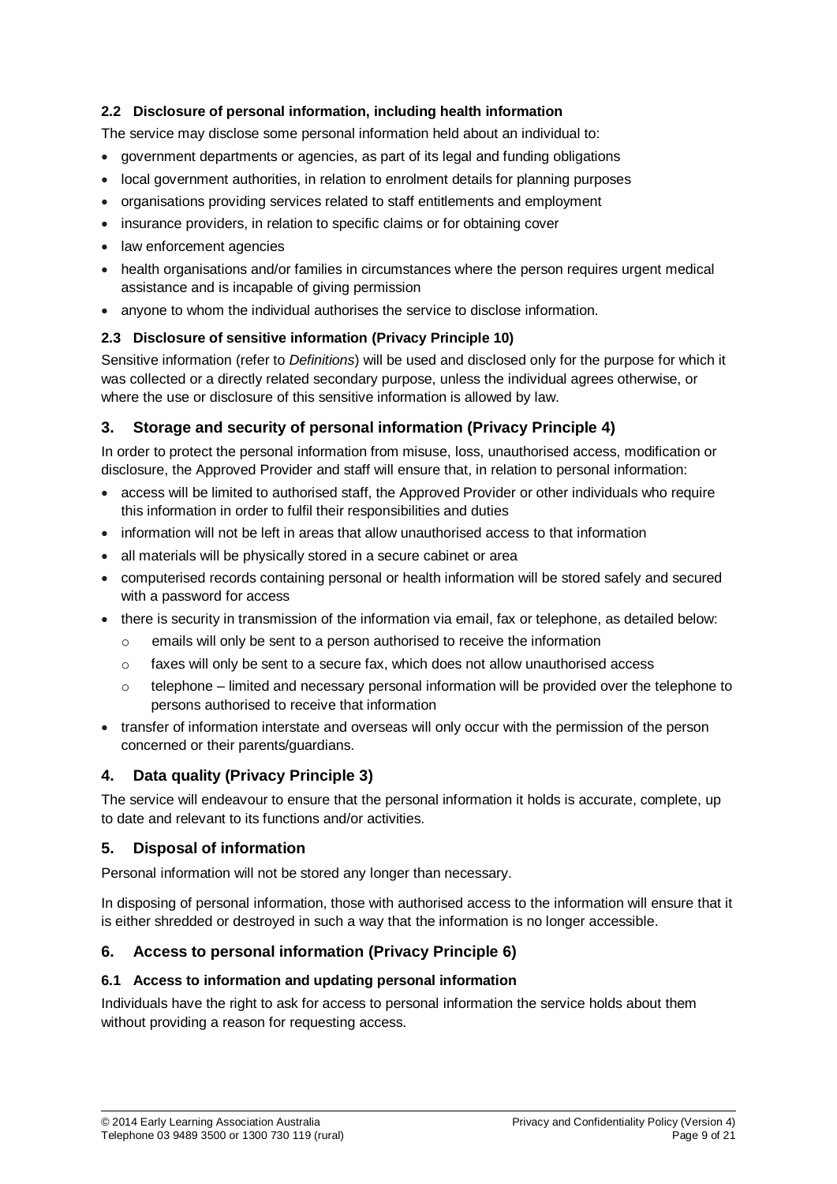### 2.2 Disclosure of personal information, including health information

The service may disclose some personal information held about an individual to:

- government departments or agencies, as part of its legal and funding obligations
- local government authorities, in relation to enrolment details for planning purposes
- organisations providing services related to staff entitlements and employment
- insurance providers, in relation to specific claims or for obtaining cover
- law enforcement agencies
- health organisations and/or families in circumstances where the person requires urgent medical assistance and is incapable of giving permission
- anyone to whom the individual authorises the service to disclose information.

### 2.3 Disclosure of sensitive information (Privacy Principle 10)

Sensitive information (refer to *Definitions*) will be used and disclosed only for the purpose for which it was collected or a directly related secondary purpose, unless the individual agrees otherwise, or where the use or disclosure of this sensitive information is allowed by law.

## 3. Storage and security of personal information (Privacy Principle 4)

In order to protect the personal information from misuse, loss, unauthorised access, modification or disclosure, the Approved Provider and staff will ensure that, in relation to personal information:

- access will be limited to authorised staff, the Approved Provider or other individuals who require this information in order to fulfil their responsibilities and duties
- information will not be left in areas that allow unauthorised access to that information
- all materials will be physically stored in a secure cabinet or area
- computerised records containing personal or health information will be stored safely and secured with a password for access
- there is security in transmission of the information via email, fax or telephone, as detailed below:
  - emails will only be sent to a person authorised to receive the information
  - faxes will only be sent to a secure fax, which does not allow unauthorised access
  - telephone – limited and necessary personal information will be provided over the telephone to persons authorised to receive that information
- transfer of information interstate and overseas will only occur with the permission of the person concerned or their parents/guardians.

## 4. Data quality (Privacy Principle 3)

The service will endeavour to ensure that the personal information it holds is accurate, complete, up to date and relevant to its functions and/or activities.

## 5. Disposal of information

Personal information will not be stored any longer than necessary.

In disposing of personal information, those with authorised access to the information will ensure that it is either shredded or destroyed in such a way that the information is no longer accessible.

## 6. Access to personal information (Privacy Principle 6)

### 6.1 Access to information and updating personal information

Individuals have the right to ask for access to personal information the service holds about them without providing a reason for requesting access.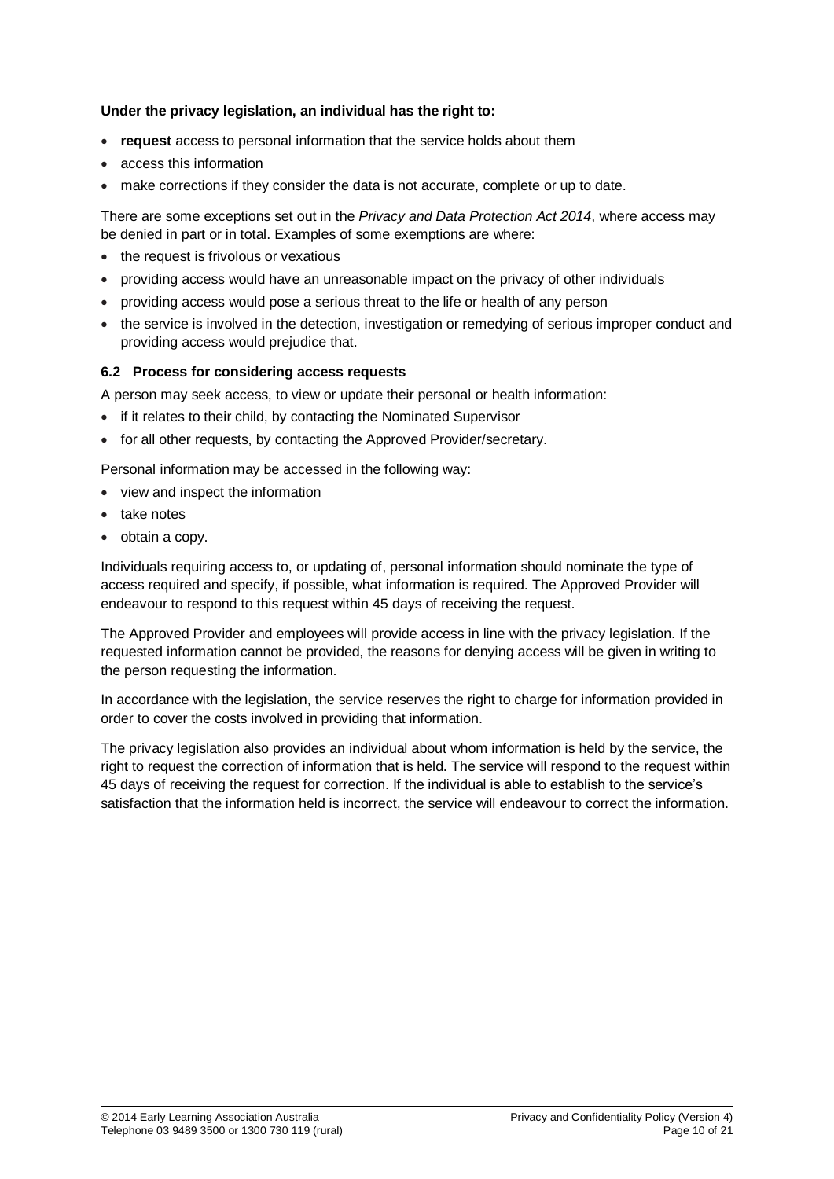**Under the privacy legislation, an individual has the right to:**

- **request** access to personal information that the service holds about them
- access this information
- make corrections if they consider the data is not accurate, complete or up to date.

There are some exceptions set out in the *Privacy and Data Protection Act 2014*, where access may be denied in part or in total. Examples of some exemptions are where:

- the request is frivolous or vexatious
- providing access would have an unreasonable impact on the privacy of other individuals
- providing access would pose a serious threat to the life or health of any person
- the service is involved in the detection, investigation or remedying of serious improper conduct and providing access would prejudice that.

### 6.2 Process for considering access requests

A person may seek access, to view or update their personal or health information:

- if it relates to their child, by contacting the Nominated Supervisor
- for all other requests, by contacting the Approved Provider/secretary.

Personal information may be accessed in the following way:

- view and inspect the information
- take notes
- obtain a copy.

Individuals requiring access to, or updating of, personal information should nominate the type of access required and specify, if possible, what information is required. The Approved Provider will endeavour to respond to this request within 45 days of receiving the request.

The Approved Provider and employees will provide access in line with the privacy legislation. If the requested information cannot be provided, the reasons for denying access will be given in writing to the person requesting the information.

In accordance with the legislation, the service reserves the right to charge for information provided in order to cover the costs involved in providing that information.

The privacy legislation also provides an individual about whom information is held by the service, the right to request the correction of information that is held. The service will respond to the request within 45 days of receiving the request for correction. If the individual is able to establish to the service's satisfaction that the information held is incorrect, the service will endeavour to correct the information.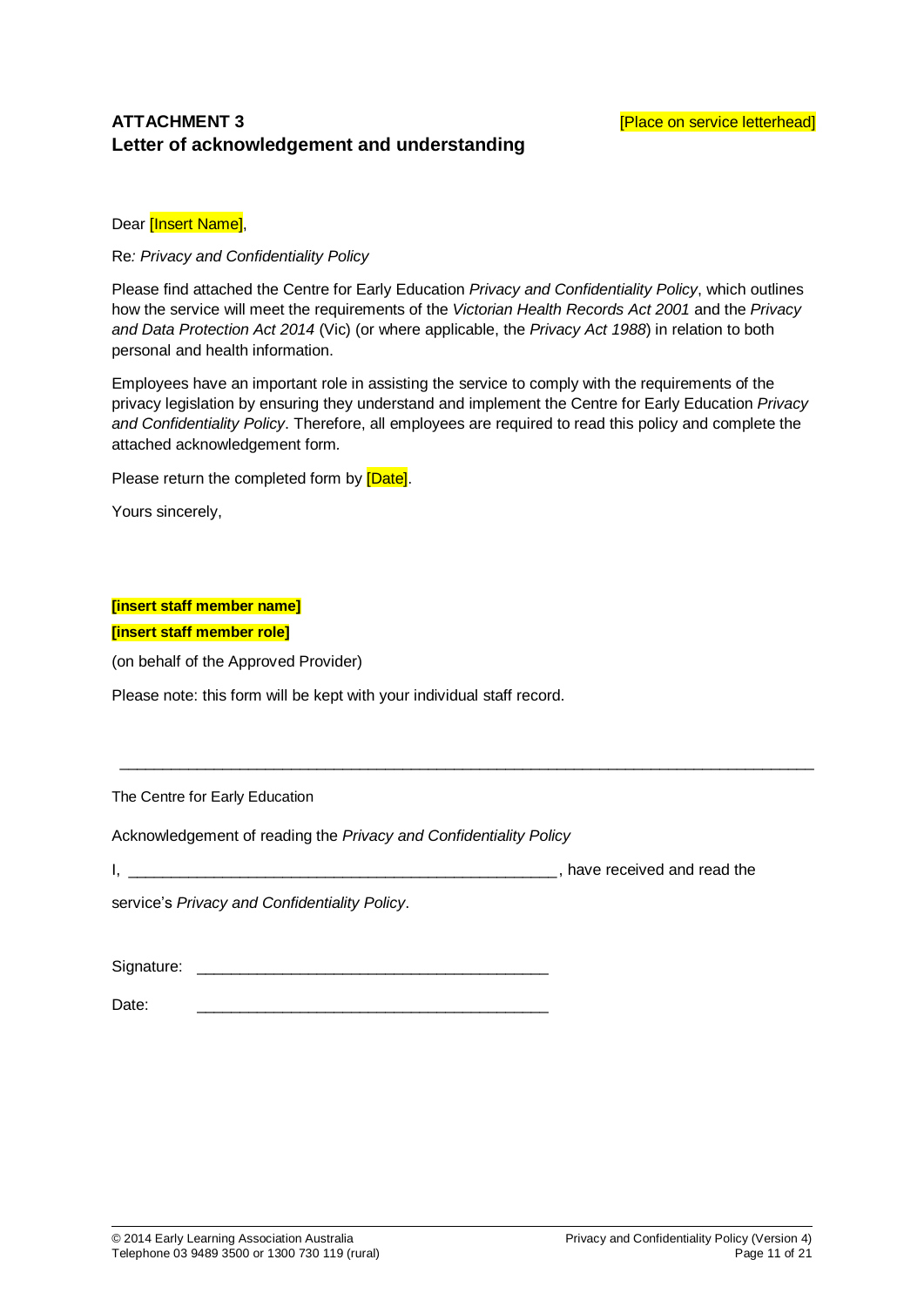## ATTACHMENT 3

[Place on service letterhead]

## Letter of acknowledgement and understanding

Dear [Insert Name],

Re*: Privacy and Confidentiality Policy*

Please find attached the Centre for Early Education *Privacy and Confidentiality Policy*, which outlines how the service will meet the requirements of the *Victorian Health Records Act 2001* and the *Privacy and Data Protection Act 2014* (Vic) (or where applicable, the *Privacy Act 1988*) in relation to both personal and health information.

Employees have an important role in assisting the service to comply with the requirements of the privacy legislation by ensuring they understand and implement the Centre for Early Education *Privacy and Confidentiality Policy*. Therefore, all employees are required to read this policy and complete the attached acknowledgement form.

Please return the completed form by [Date].

Yours sincerely,

**[insert staff member name]**

**[insert staff member role]**

(on behalf of the Approved Provider)

Please note: this form will be kept with your individual staff record.

---

The Centre for Early Education

Acknowledgement of reading the *Privacy and Confidentiality Policy*

I, ___________________________________________________, have received and read the service's *Privacy and Confidentiality Policy*.

Signature: ________________________________________

Date: ________________________________________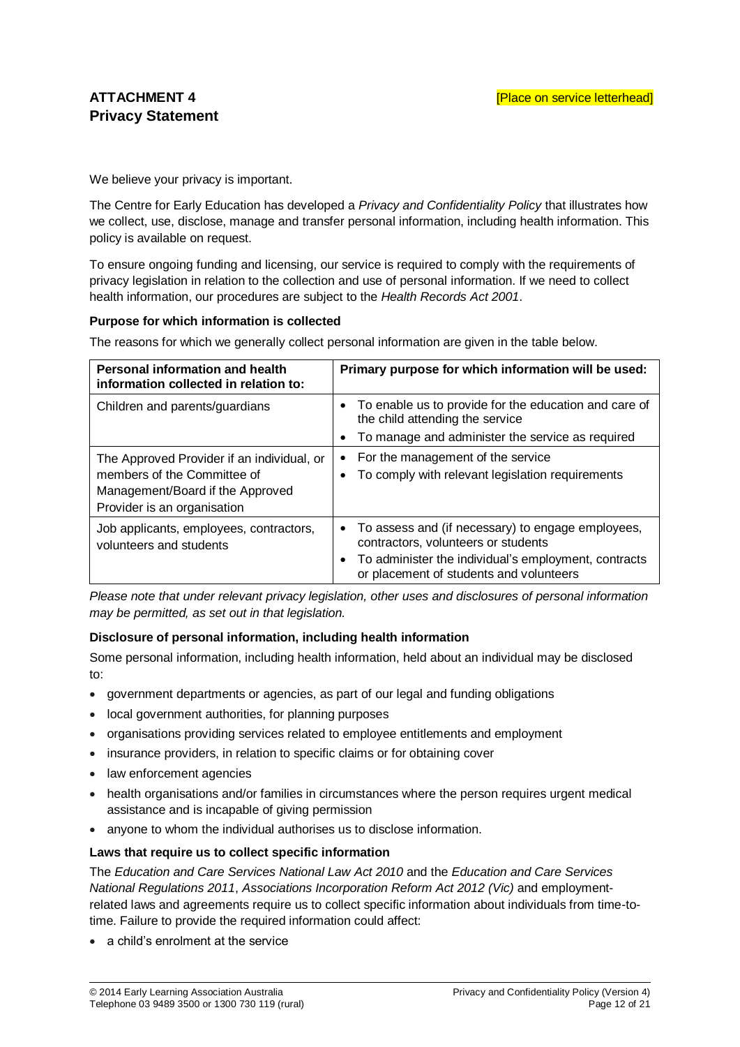**ATTACHMENT 4**
**Privacy Statement**

[Place on service letterhead]

We believe your privacy is important.

The Centre for Early Education has developed a *Privacy and Confidentiality Policy* that illustrates how we collect, use, disclose, manage and transfer personal information, including health information. This policy is available on request.

To ensure ongoing funding and licensing, our service is required to comply with the requirements of privacy legislation in relation to the collection and use of personal information. If we need to collect health information, our procedures are subject to the *Health Records Act 2001*.

**Purpose for which information is collected**

The reasons for which we generally collect personal information are given in the table below.

| Personal information and health information collected in relation to: | Primary purpose for which information will be used: |
|---|---|
| Children and parents/guardians | • To enable us to provide for the education and care of the child attending the service<br>• To manage and administer the service as required |
| The Approved Provider if an individual, or members of the Committee of Management/Board if the Approved Provider is an organisation | • For the management of the service<br>• To comply with relevant legislation requirements |
| Job applicants, employees, contractors, volunteers and students | • To assess and (if necessary) to engage employees, contractors, volunteers or students<br>• To administer the individual's employment, contracts or placement of students and volunteers |

*Please note that under relevant privacy legislation, other uses and disclosures of personal information may be permitted, as set out in that legislation.*

**Disclosure of personal information, including health information**

Some personal information, including health information, held about an individual may be disclosed to:

- government departments or agencies, as part of our legal and funding obligations
- local government authorities, for planning purposes
- organisations providing services related to employee entitlements and employment
- insurance providers, in relation to specific claims or for obtaining cover
- law enforcement agencies
- health organisations and/or families in circumstances where the person requires urgent medical assistance and is incapable of giving permission
- anyone to whom the individual authorises us to disclose information.

**Laws that require us to collect specific information**

The *Education and Care Services National Law Act 2010* and the *Education and Care Services National Regulations 2011*, *Associations Incorporation Reform Act 2012 (Vic)* and employment-related laws and agreements require us to collect specific information about individuals from time-to-time. Failure to provide the required information could affect:

- a child's enrolment at the service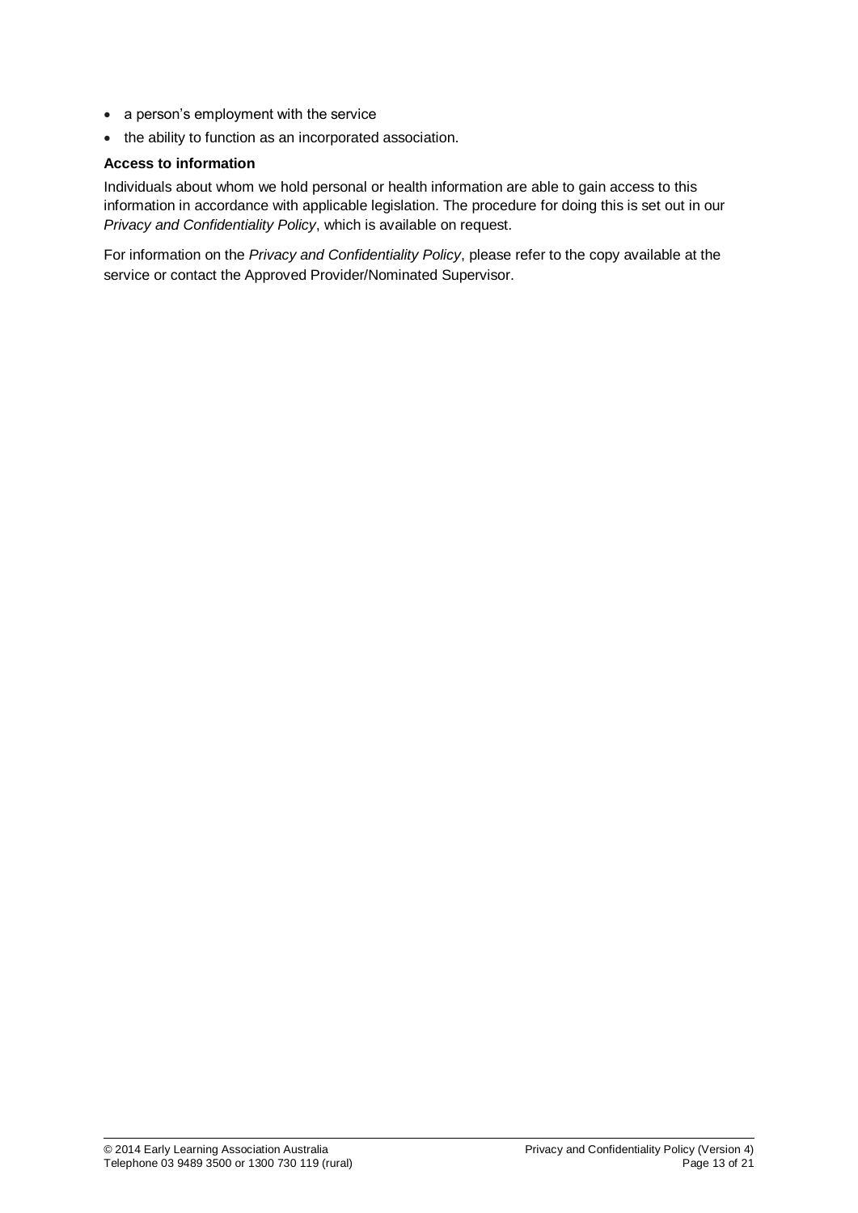- a person's employment with the service
- the ability to function as an incorporated association.

**Access to information**

Individuals about whom we hold personal or health information are able to gain access to this information in accordance with applicable legislation. The procedure for doing this is set out in our *Privacy and Confidentiality Policy*, which is available on request.

For information on the *Privacy and Confidentiality Policy*, please refer to the copy available at the service or contact the Approved Provider/Nominated Supervisor.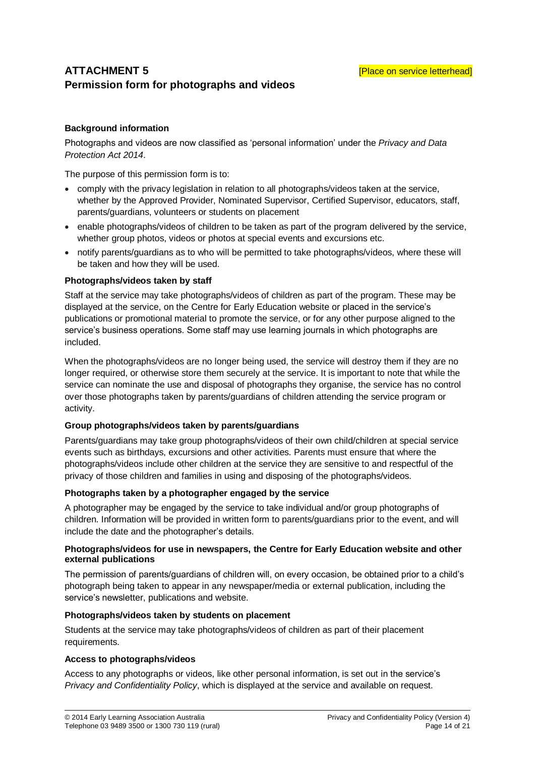## ATTACHMENT 5

[Place on service letterhead]

## Permission form for photographs and videos

**Background information**

Photographs and videos are now classified as 'personal information' under the *Privacy and Data Protection Act 2014*.

The purpose of this permission form is to:

- comply with the privacy legislation in relation to all photographs/videos taken at the service, whether by the Approved Provider, Nominated Supervisor, Certified Supervisor, educators, staff, parents/guardians, volunteers or students on placement
- enable photographs/videos of children to be taken as part of the program delivered by the service, whether group photos, videos or photos at special events and excursions etc.
- notify parents/guardians as to who will be permitted to take photographs/videos, where these will be taken and how they will be used.

**Photographs/videos taken by staff**

Staff at the service may take photographs/videos of children as part of the program. These may be displayed at the service, on the Centre for Early Education website or placed in the service's publications or promotional material to promote the service, or for any other purpose aligned to the service's business operations. Some staff may use learning journals in which photographs are included.

When the photographs/videos are no longer being used, the service will destroy them if they are no longer required, or otherwise store them securely at the service. It is important to note that while the service can nominate the use and disposal of photographs they organise, the service has no control over those photographs taken by parents/guardians of children attending the service program or activity.

**Group photographs/videos taken by parents/guardians**

Parents/guardians may take group photographs/videos of their own child/children at special service events such as birthdays, excursions and other activities. Parents must ensure that where the photographs/videos include other children at the service they are sensitive to and respectful of the privacy of those children and families in using and disposing of the photographs/videos.

**Photographs taken by a photographer engaged by the service**

A photographer may be engaged by the service to take individual and/or group photographs of children. Information will be provided in written form to parents/guardians prior to the event, and will include the date and the photographer's details.

**Photographs/videos for use in newspapers, the Centre for Early Education website and other external publications**

The permission of parents/guardians of children will, on every occasion, be obtained prior to a child's photograph being taken to appear in any newspaper/media or external publication, including the service's newsletter, publications and website.

**Photographs/videos taken by students on placement**

Students at the service may take photographs/videos of children as part of their placement requirements.

**Access to photographs/videos**

Access to any photographs or videos, like other personal information, is set out in the service's *Privacy and Confidentiality Policy*, which is displayed at the service and available on request.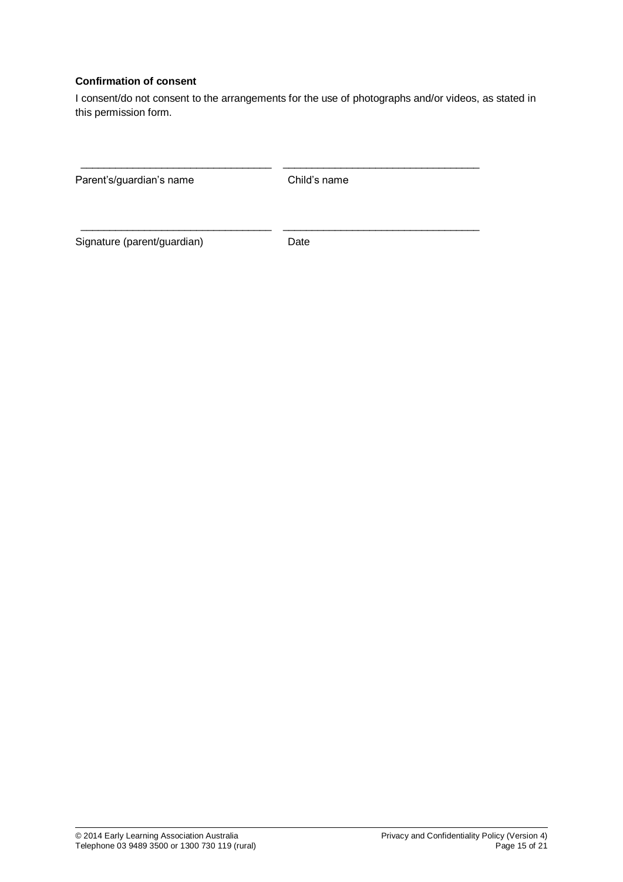**Confirmation of consent**

I consent/do not consent to the arrangements for the use of photographs and/or videos, as stated in this permission form.

| _________________________________ | _________________________________ |
| --- | --- |
| Parent's/guardian's name | Child's name |
| _________________________________ | _________________________________ |
| Signature (parent/guardian) | Date |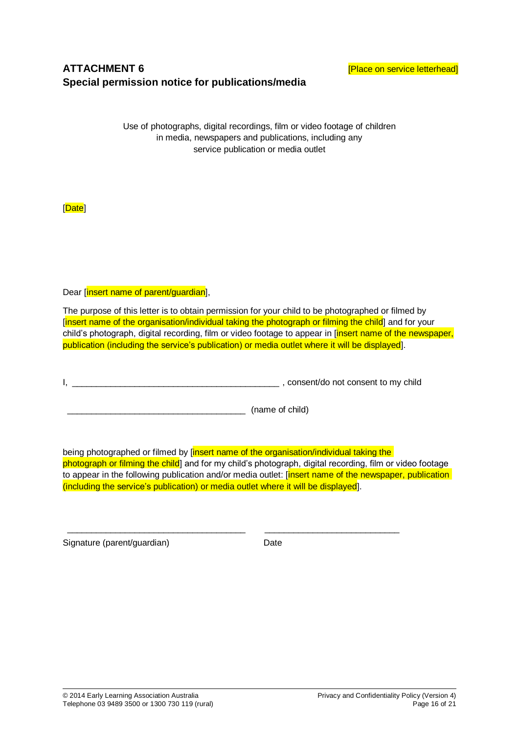## ATTACHMENT 6
## Special permission notice for publications/media

[Place on service letterhead]

Use of photographs, digital recordings, film or video footage of children in media, newspapers and publications, including any service publication or media outlet

[Date]

Dear [insert name of parent/guardian],

The purpose of this letter is to obtain permission for your child to be photographed or filmed by [insert name of the organisation/individual taking the photograph or filming the child] and for your child's photograph, digital recording, film or video footage to appear in [insert name of the newspaper, publication (including the service's publication) or media outlet where it will be displayed].

I, ___________________________________________ , consent/do not consent to my child

_____________________________________ (name of child)

being photographed or filmed by [insert name of the organisation/individual taking the photograph or filming the child] and for my child's photograph, digital recording, film or video footage to appear in the following publication and/or media outlet: [insert name of the newspaper, publication (including the service's publication) or media outlet where it will be displayed].

_____________________________________ ____________________________

Signature (parent/guardian) Date

© 2014 Early Learning Association Australia
Telephone 03 9489 3500 or 1300 730 119 (rural)

Privacy and Confidentiality Policy (Version 4)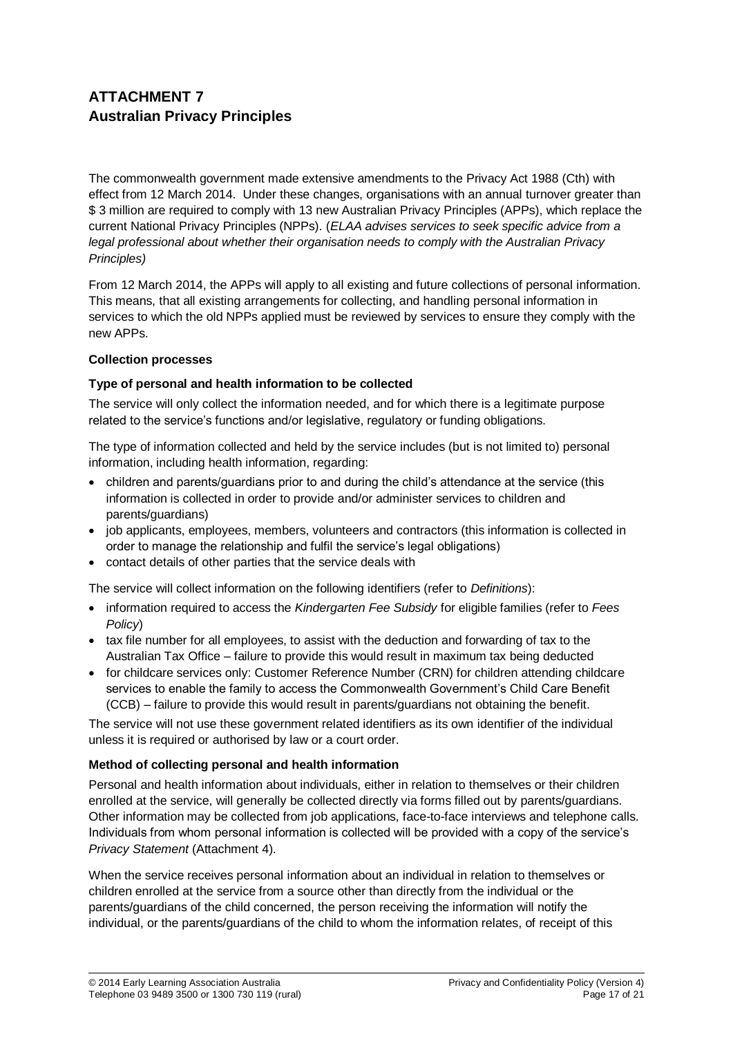# ATTACHMENT 7
# Australian Privacy Principles

The commonwealth government made extensive amendments to the Privacy Act 1988 (Cth) with effect from 12 March 2014. Under these changes, organisations with an annual turnover greater than $ 3 million are required to comply with 13 new Australian Privacy Principles (APPs), which replace the current National Privacy Principles (NPPs). (*ELAA advises services to seek specific advice from a legal professional about whether their organisation needs to comply with the Australian Privacy Principles)*

From 12 March 2014, the APPs will apply to all existing and future collections of personal information. This means, that all existing arrangements for collecting, and handling personal information in services to which the old NPPs applied must be reviewed by services to ensure they comply with the new APPs.

**Collection processes**

**Type of personal and health information to be collected**

The service will only collect the information needed, and for which there is a legitimate purpose related to the service's functions and/or legislative, regulatory or funding obligations.

The type of information collected and held by the service includes (but is not limited to) personal information, including health information, regarding:

- children and parents/guardians prior to and during the child's attendance at the service (this information is collected in order to provide and/or administer services to children and parents/guardians)
- job applicants, employees, members, volunteers and contractors (this information is collected in order to manage the relationship and fulfil the service's legal obligations)
- contact details of other parties that the service deals with

The service will collect information on the following identifiers (refer to *Definitions*):

- information required to access the *Kindergarten Fee Subsidy* for eligible families (refer to *Fees Policy*)
- tax file number for all employees, to assist with the deduction and forwarding of tax to the Australian Tax Office – failure to provide this would result in maximum tax being deducted
- for childcare services only: Customer Reference Number (CRN) for children attending childcare services to enable the family to access the Commonwealth Government's Child Care Benefit (CCB) – failure to provide this would result in parents/guardians not obtaining the benefit.

The service will not use these government related identifiers as its own identifier of the individual unless it is required or authorised by law or a court order.

**Method of collecting personal and health information**

Personal and health information about individuals, either in relation to themselves or their children enrolled at the service, will generally be collected directly via forms filled out by parents/guardians. Other information may be collected from job applications, face-to-face interviews and telephone calls. Individuals from whom personal information is collected will be provided with a copy of the service's *Privacy Statement* (Attachment 4).

When the service receives personal information about an individual in relation to themselves or children enrolled at the service from a source other than directly from the individual or the parents/guardians of the child concerned, the person receiving the information will notify the individual, or the parents/guardians of the child to whom the information relates, of receipt of this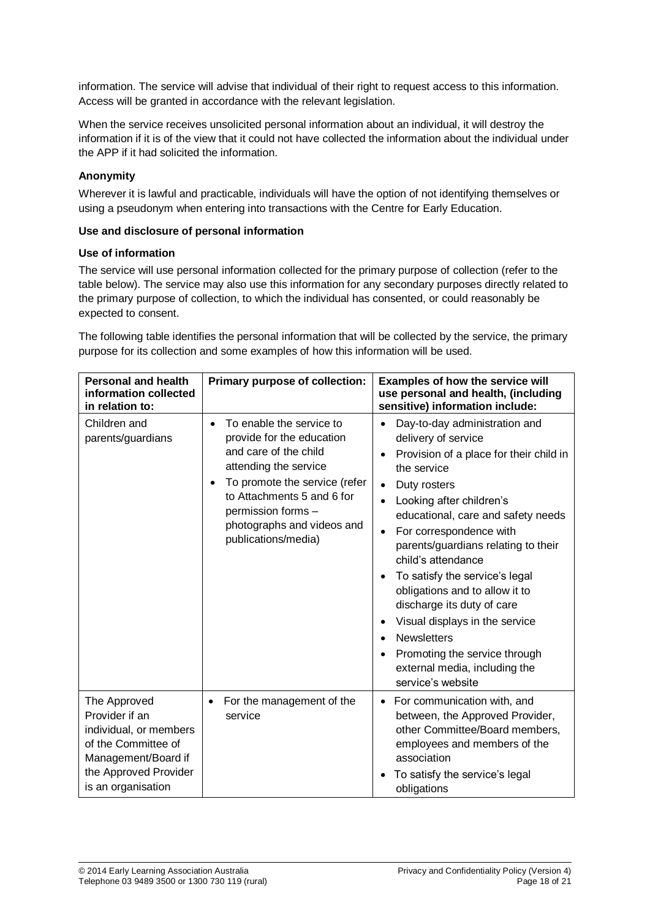information. The service will advise that individual of their right to request access to this information. Access will be granted in accordance with the relevant legislation.

When the service receives unsolicited personal information about an individual, it will destroy the information if it is of the view that it could not have collected the information about the individual under the APP if it had solicited the information.

**Anonymity**

Wherever it is lawful and practicable, individuals will have the option of not identifying themselves or using a pseudonym when entering into transactions with the Centre for Early Education.

**Use and disclosure of personal information**

**Use of information**

The service will use personal information collected for the primary purpose of collection (refer to the table below). The service may also use this information for any secondary purposes directly related to the primary purpose of collection, to which the individual has consented, or could reasonably be expected to consent.

The following table identifies the personal information that will be collected by the service, the primary purpose for its collection and some examples of how this information will be used.

| Personal and health information collected in relation to: | Primary purpose of collection: | Examples of how the service will use personal and health, (including sensitive) information include: |
|---|---|---|
| Children and parents/guardians | • To enable the service to provide for the education and care of the child attending the service<br>• To promote the service (refer to Attachments 5 and 6 for permission forms – photographs and videos and publications/media) | • Day-to-day administration and delivery of service<br>• Provision of a place for their child in the service<br>• Duty rosters<br>• Looking after children's educational, care and safety needs<br>• For correspondence with parents/guardians relating to their child's attendance<br>• To satisfy the service's legal obligations and to allow it to discharge its duty of care<br>• Visual displays in the service<br>• Newsletters<br>• Promoting the service through external media, including the service's website |
| The Approved Provider if an individual, or members of the Committee of Management/Board if the Approved Provider is an organisation | • For the management of the service | • For communication with, and between, the Approved Provider, other Committee/Board members, employees and members of the association<br>• To satisfy the service's legal obligations |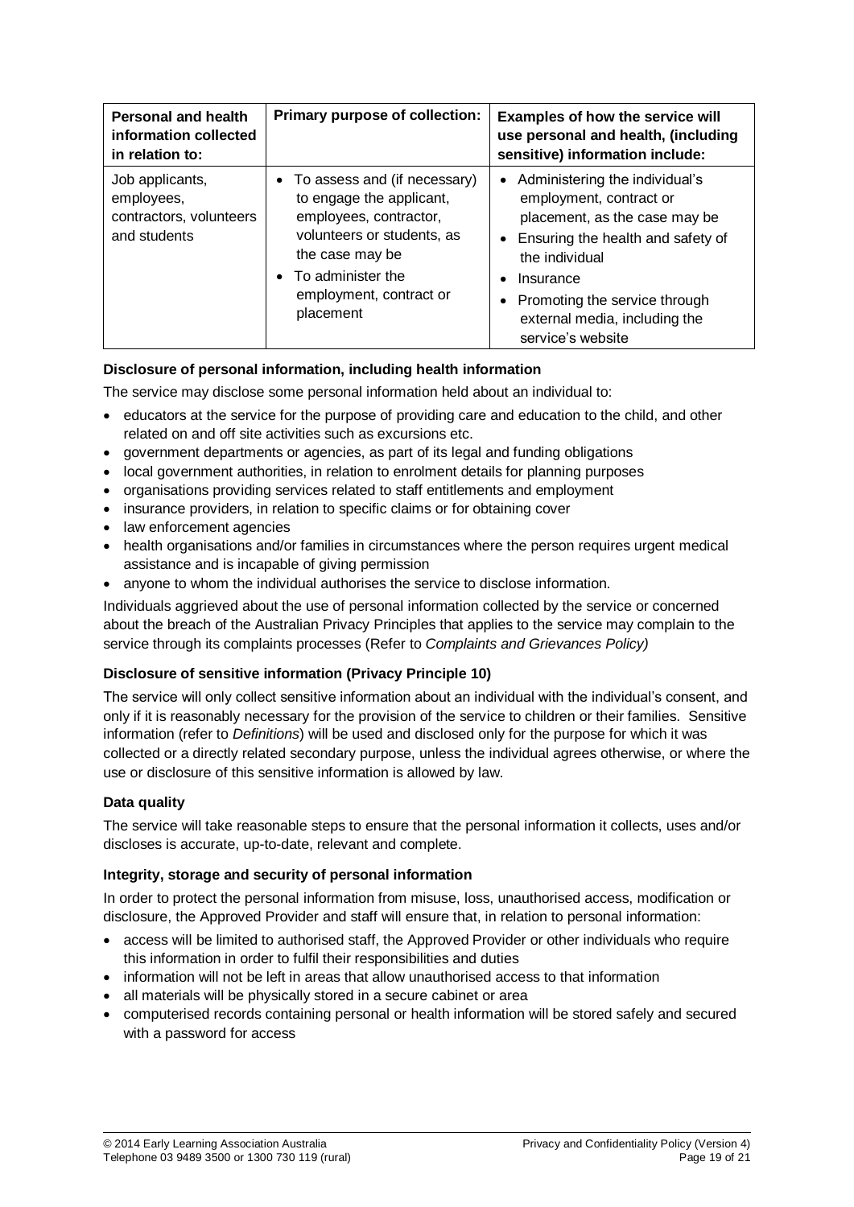| Personal and health information collected in relation to: | Primary purpose of collection: | Examples of how the service will use personal and health, (including sensitive) information include: |
| --- | --- | --- |
| Job applicants, employees, contractors, volunteers and students | • To assess and (if necessary) to engage the applicant, employees, contractor, volunteers or students, as the case may be<br>• To administer the employment, contract or placement | • Administering the individual's employment, contract or placement, as the case may be<br>• Ensuring the health and safety of the individual<br>• Insurance<br>• Promoting the service through external media, including the service's website |

**Disclosure of personal information, including health information**

The service may disclose some personal information held about an individual to:

- educators at the service for the purpose of providing care and education to the child, and other related on and off site activities such as excursions etc.
- government departments or agencies, as part of its legal and funding obligations
- local government authorities, in relation to enrolment details for planning purposes
- organisations providing services related to staff entitlements and employment
- insurance providers, in relation to specific claims or for obtaining cover
- law enforcement agencies
- health organisations and/or families in circumstances where the person requires urgent medical assistance and is incapable of giving permission
- anyone to whom the individual authorises the service to disclose information.

Individuals aggrieved about the use of personal information collected by the service or concerned about the breach of the Australian Privacy Principles that applies to the service may complain to the service through its complaints processes (Refer to *Complaints and Grievances Policy)*

**Disclosure of sensitive information (Privacy Principle 10)**

The service will only collect sensitive information about an individual with the individual's consent, and only if it is reasonably necessary for the provision of the service to children or their families. Sensitive information (refer to *Definitions*) will be used and disclosed only for the purpose for which it was collected or a directly related secondary purpose, unless the individual agrees otherwise, or where the use or disclosure of this sensitive information is allowed by law.

**Data quality**

The service will take reasonable steps to ensure that the personal information it collects, uses and/or discloses is accurate, up-to-date, relevant and complete.

**Integrity, storage and security of personal information**

In order to protect the personal information from misuse, loss, unauthorised access, modification or disclosure, the Approved Provider and staff will ensure that, in relation to personal information:

- access will be limited to authorised staff, the Approved Provider or other individuals who require this information in order to fulfil their responsibilities and duties
- information will not be left in areas that allow unauthorised access to that information
- all materials will be physically stored in a secure cabinet or area
- computerised records containing personal or health information will be stored safely and secured with a password for access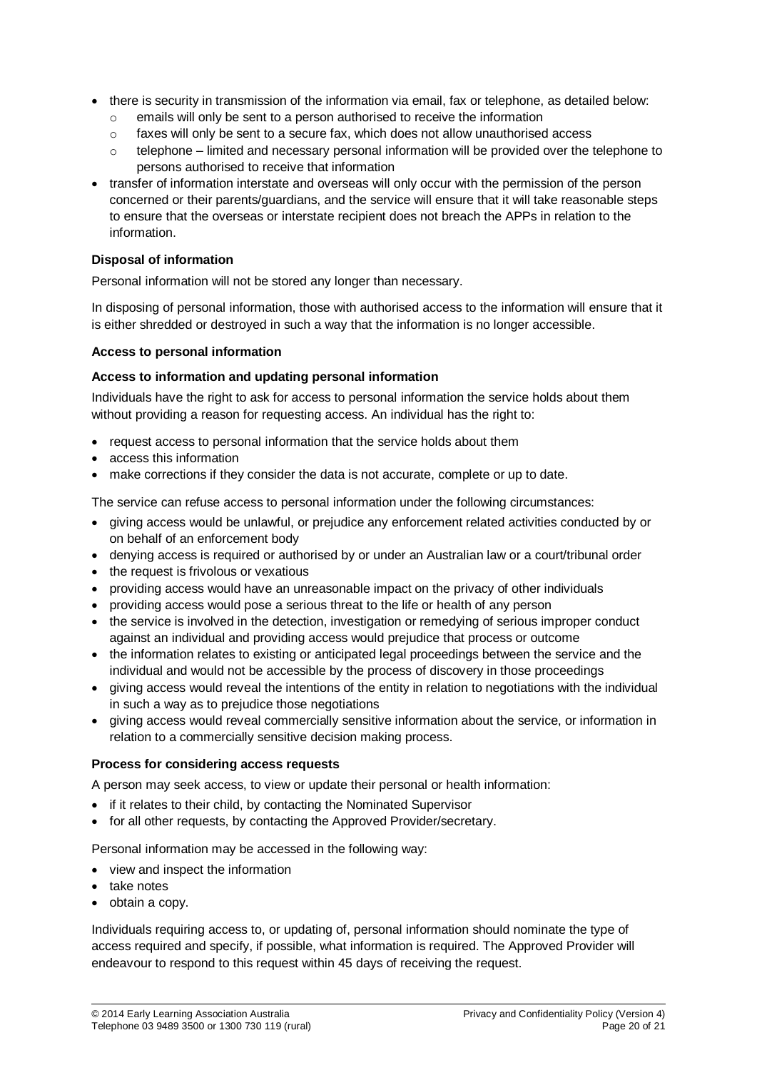- there is security in transmission of the information via email, fax or telephone, as detailed below:
  - emails will only be sent to a person authorised to receive the information
  - faxes will only be sent to a secure fax, which does not allow unauthorised access
  - telephone – limited and necessary personal information will be provided over the telephone to persons authorised to receive that information
- transfer of information interstate and overseas will only occur with the permission of the person concerned or their parents/guardians, and the service will ensure that it will take reasonable steps to ensure that the overseas or interstate recipient does not breach the APPs in relation to the information.

**Disposal of information**

Personal information will not be stored any longer than necessary.

In disposing of personal information, those with authorised access to the information will ensure that it is either shredded or destroyed in such a way that the information is no longer accessible.

**Access to personal information**

**Access to information and updating personal information**

Individuals have the right to ask for access to personal information the service holds about them without providing a reason for requesting access. An individual has the right to:

- request access to personal information that the service holds about them
- access this information
- make corrections if they consider the data is not accurate, complete or up to date.

The service can refuse access to personal information under the following circumstances:

- giving access would be unlawful, or prejudice any enforcement related activities conducted by or on behalf of an enforcement body
- denying access is required or authorised by or under an Australian law or a court/tribunal order
- the request is frivolous or vexatious
- providing access would have an unreasonable impact on the privacy of other individuals
- providing access would pose a serious threat to the life or health of any person
- the service is involved in the detection, investigation or remedying of serious improper conduct against an individual and providing access would prejudice that process or outcome
- the information relates to existing or anticipated legal proceedings between the service and the individual and would not be accessible by the process of discovery in those proceedings
- giving access would reveal the intentions of the entity in relation to negotiations with the individual in such a way as to prejudice those negotiations
- giving access would reveal commercially sensitive information about the service, or information in relation to a commercially sensitive decision making process.

**Process for considering access requests**

A person may seek access, to view or update their personal or health information:

- if it relates to their child, by contacting the Nominated Supervisor
- for all other requests, by contacting the Approved Provider/secretary.

Personal information may be accessed in the following way:

- view and inspect the information
- take notes
- obtain a copy.

Individuals requiring access to, or updating of, personal information should nominate the type of access required and specify, if possible, what information is required. The Approved Provider will endeavour to respond to this request within 45 days of receiving the request.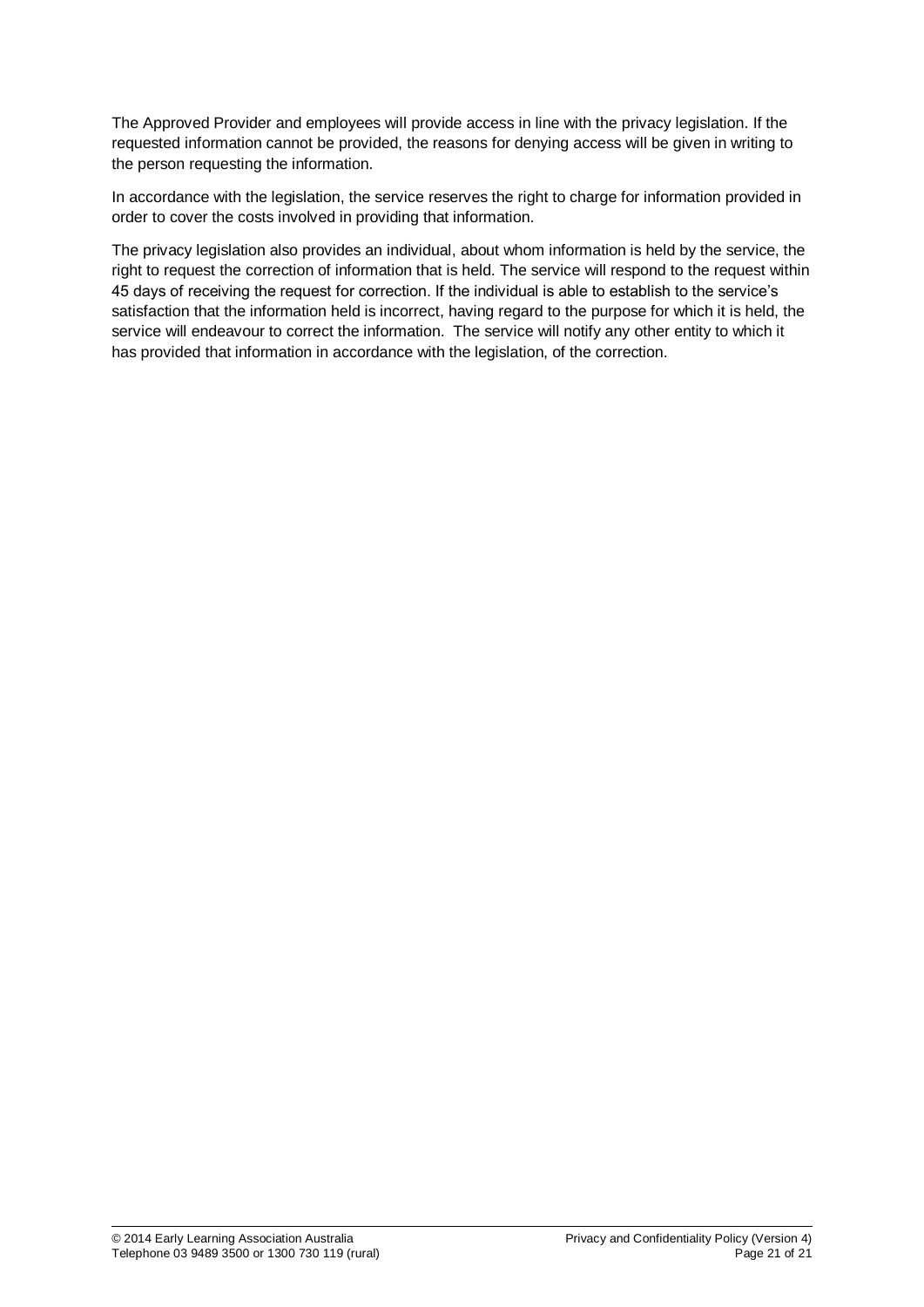The Approved Provider and employees will provide access in line with the privacy legislation. If the requested information cannot be provided, the reasons for denying access will be given in writing to the person requesting the information.

In accordance with the legislation, the service reserves the right to charge for information provided in order to cover the costs involved in providing that information.

The privacy legislation also provides an individual, about whom information is held by the service, the right to request the correction of information that is held. The service will respond to the request within 45 days of receiving the request for correction. If the individual is able to establish to the service's satisfaction that the information held is incorrect, having regard to the purpose for which it is held, the service will endeavour to correct the information. The service will notify any other entity to which it has provided that information in accordance with the legislation, of the correction.